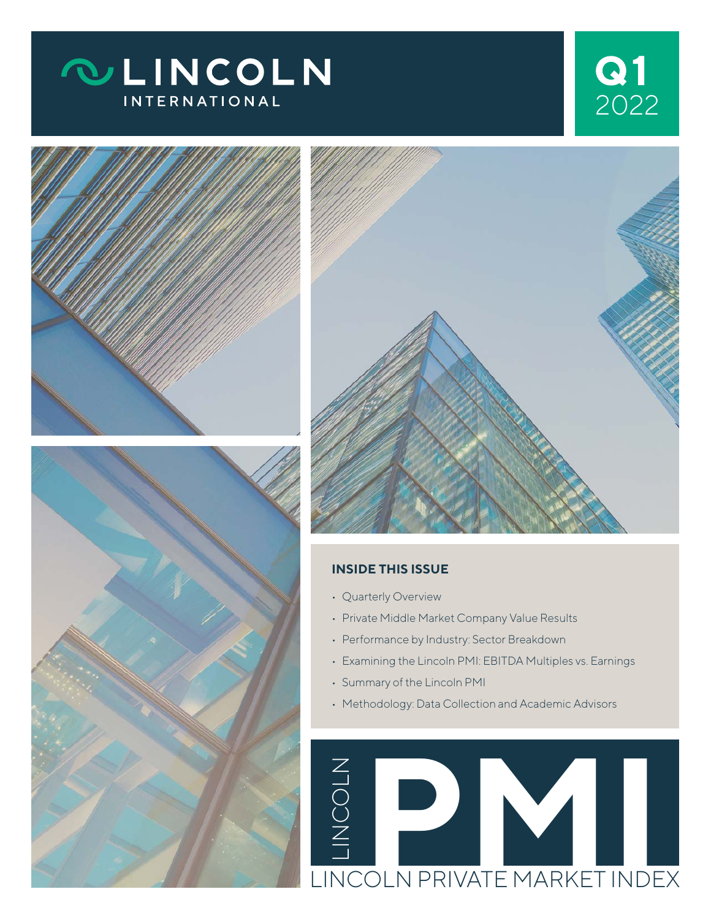# LINCOLN INTERNATIONAL

**Q1** 2022

### INSIDE THIS ISSUE

- Quarterly Overview
- Private Middle Market Company Value Results
- Performance by Industry: Sector Breakdown
- Examining the Lincoln PMI: EBITDA Multiples vs. Earnings
- Summary of the Lincoln PMI
- Methodology: Data Collection and Academic Advisors

# LINCOLN PMI

## LINCOLN PRIVATE MARKET INDEX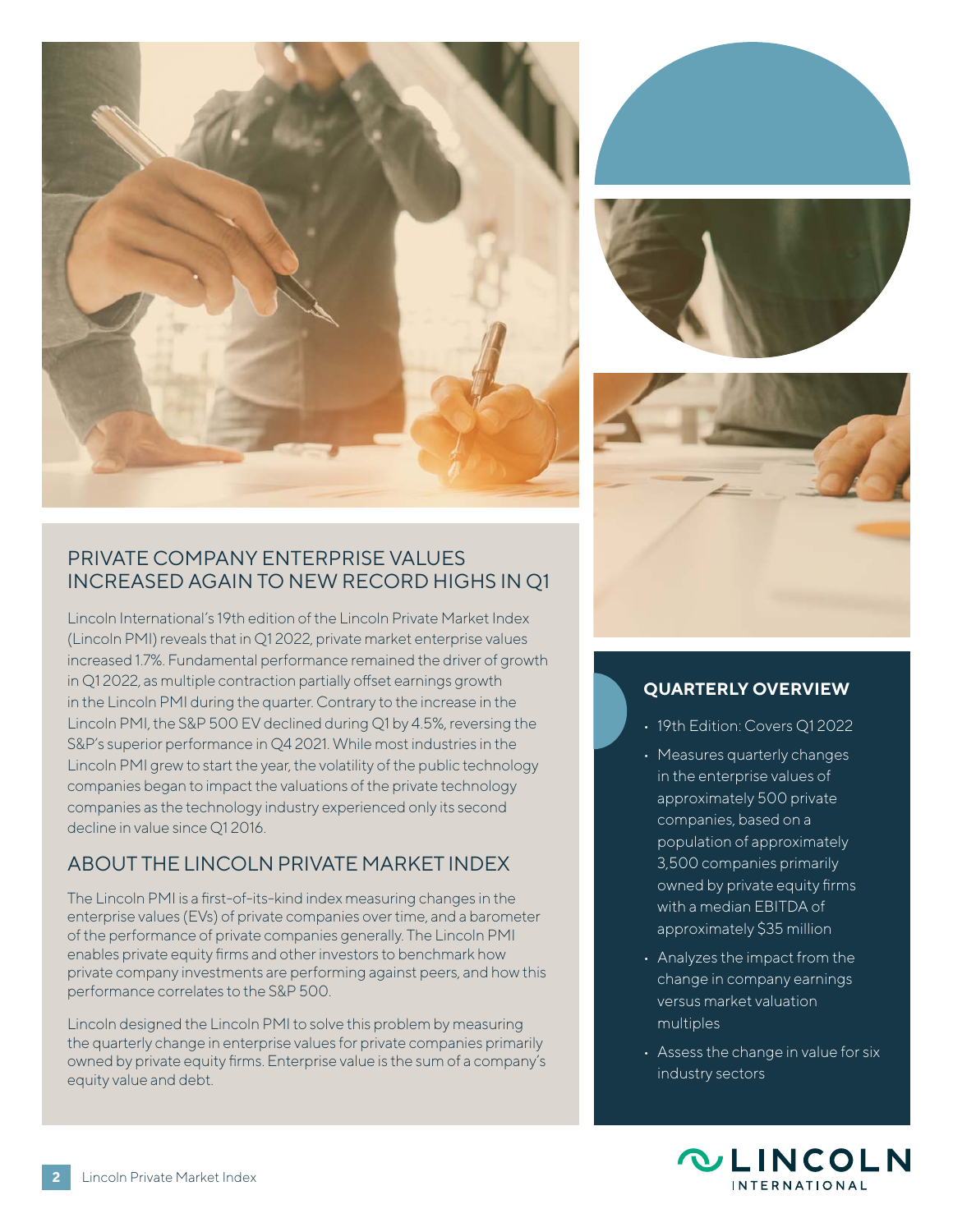## PRIVATE COMPANY ENTERPRISE VALUES INCREASED AGAIN TO NEW RECORD HIGHS IN Q1

Lincoln International's 19th edition of the Lincoln Private Market Index (Lincoln PMI) reveals that in Q1 2022, private market enterprise values increased 1.7%. Fundamental performance remained the driver of growth in Q1 2022, as multiple contraction partially offset earnings growth in the Lincoln PMI during the quarter. Contrary to the increase in the Lincoln PMI, the S&P 500 EV declined during Q1 by 4.5%, reversing the S&P's superior performance in Q4 2021. While most industries in the Lincoln PMI grew to start the year, the volatility of the public technology companies began to impact the valuations of the private technology companies as the technology industry experienced only its second decline in value since Q1 2016.

## ABOUT THE LINCOLN PRIVATE MARKET INDEX

The Lincoln PMI is a first-of-its-kind index measuring changes in the enterprise values (EVs) of private companies over time, and a barometer of the performance of private companies generally. The Lincoln PMI enables private equity firms and other investors to benchmark how private company investments are performing against peers, and how this performance correlates to the S&P 500.

Lincoln designed the Lincoln PMI to solve this problem by measuring the quarterly change in enterprise values for private companies primarily owned by private equity firms. Enterprise value is the sum of a company's equity value and debt.

### QUARTERLY OVERVIEW

- 19th Edition: Covers Q1 2022
- Measures quarterly changes in the enterprise values of approximately 500 private companies, based on a population of approximately 3,500 companies primarily owned by private equity firms with a median EBITDA of approximately $35 million
- Analyzes the impact from the change in company earnings versus market valuation multiples
- Assess the change in value for six industry sectors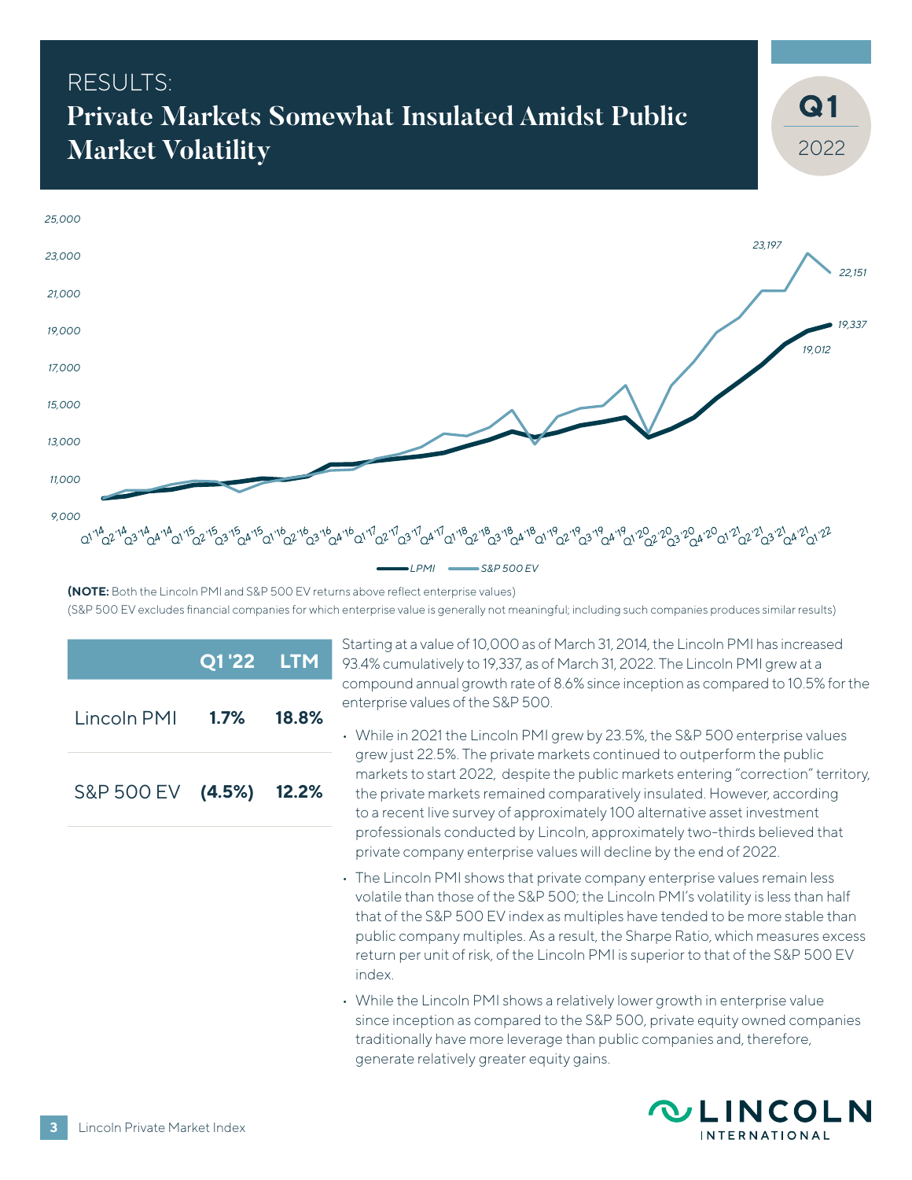RESULTS:

# Private Markets Somewhat Insulated Amidst Public Market Volatility

Q1 2022

**(NOTE:** Both the Lincoln PMI and S&P 500 EV returns above reflect enterprise values)

(S&P 500 EV excludes financial companies for which enterprise value is generally not meaningful; including such companies produces similar results)

| | Q1 '22 | LTM |
|---|---|---|
| Lincoln PMI | **1.7%** | **18.8%** |
| S&P 500 EV | **(4.5%)** | **12.2%** |

Starting at a value of 10,000 as of March 31, 2014, the Lincoln PMI has increased 93.4% cumulatively to 19,337, as of March 31, 2022. The Lincoln PMI grew at a compound annual growth rate of 8.6% since inception as compared to 10.5% for the enterprise values of the S&P 500.

- While in 2021 the Lincoln PMI grew by 23.5%, the S&P 500 enterprise values grew just 22.5%. The private markets continued to outperform the public markets to start 2022, despite the public markets entering "correction" territory, the private markets remained comparatively insulated. However, according to a recent live survey of approximately 100 alternative asset investment professionals conducted by Lincoln, approximately two-thirds believed that private company enterprise values will decline by the end of 2022.
- The Lincoln PMI shows that private company enterprise values remain less volatile than those of the S&P 500; the Lincoln PMI's volatility is less than half that of the S&P 500 EV index as multiples have tended to be more stable than public company multiples. As a result, the Sharpe Ratio, which measures excess return per unit of risk, of the Lincoln PMI is superior to that of the S&P 500 EV index.
- While the Lincoln PMI shows a relatively lower growth in enterprise value since inception as compared to the S&P 500, private equity owned companies traditionally have more leverage than public companies and, therefore, generate relatively greater equity gains.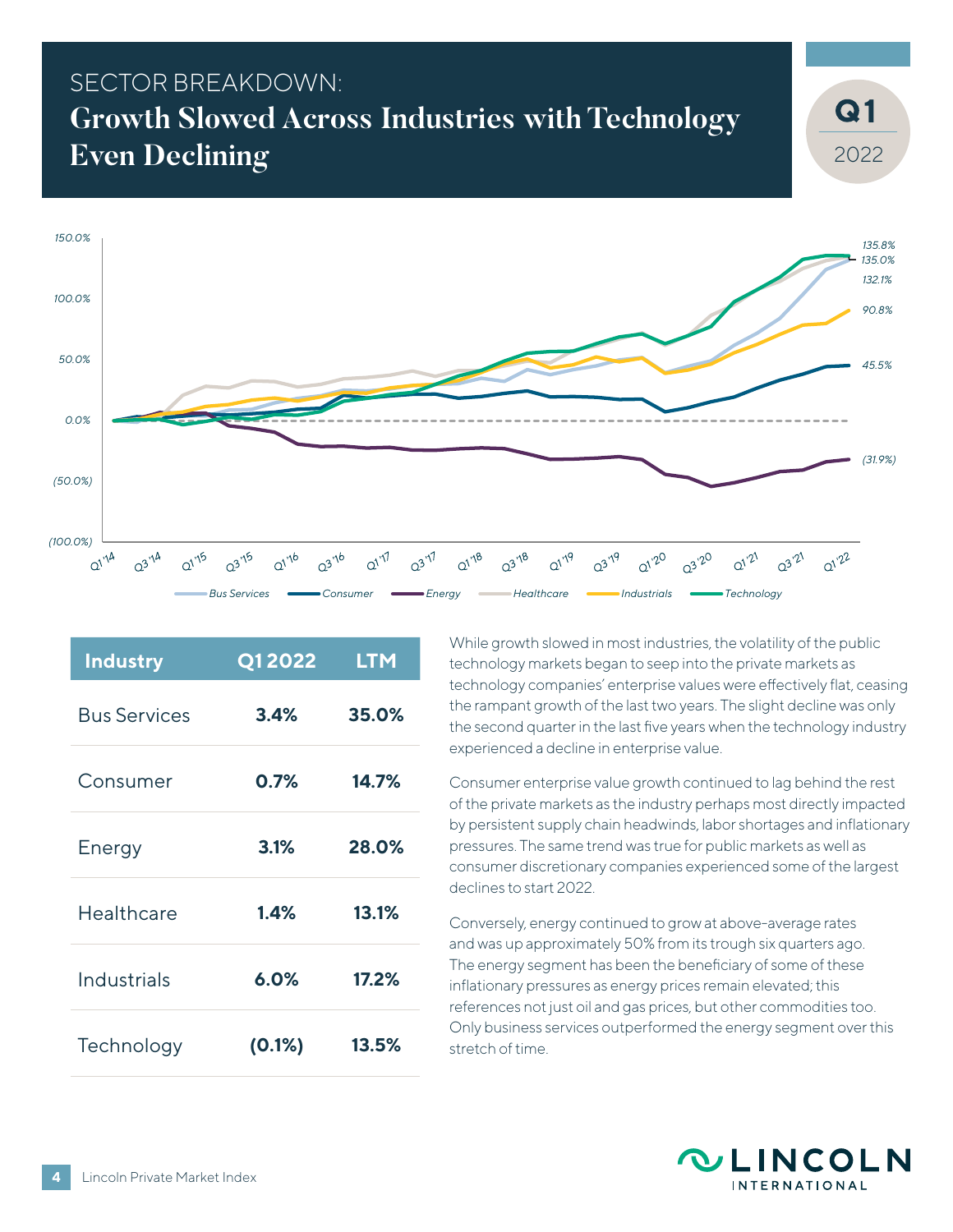SECTOR BREAKDOWN:

# Growth Slowed Across Industries with Technology Even Declining

**Q1** 2022

| Industry | Q1 2022 | LTM |
|---|---|---|
| Bus Services | **3.4%** | **35.0%** |
| Consumer | **0.7%** | **14.7%** |
| Energy | **3.1%** | **28.0%** |
| Healthcare | **1.4%** | **13.1%** |
| Industrials | **6.0%** | **17.2%** |
| Technology | **(0.1%)** | **13.5%** |

While growth slowed in most industries, the volatility of the public technology markets began to seep into the private markets as technology companies' enterprise values were effectively flat, ceasing the rampant growth of the last two years. The slight decline was only the second quarter in the last five years when the technology industry experienced a decline in enterprise value.

Consumer enterprise value growth continued to lag behind the rest of the private markets as the industry perhaps most directly impacted by persistent supply chain headwinds, labor shortages and inflationary pressures. The same trend was true for public markets as well as consumer discretionary companies experienced some of the largest declines to start 2022.

Conversely, energy continued to grow at above-average rates and was up approximately 50% from its trough six quarters ago. The energy segment has been the beneficiary of some of these inflationary pressures as energy prices remain elevated; this references not just oil and gas prices, but other commodities too. Only business services outperformed the energy segment over this stretch of time.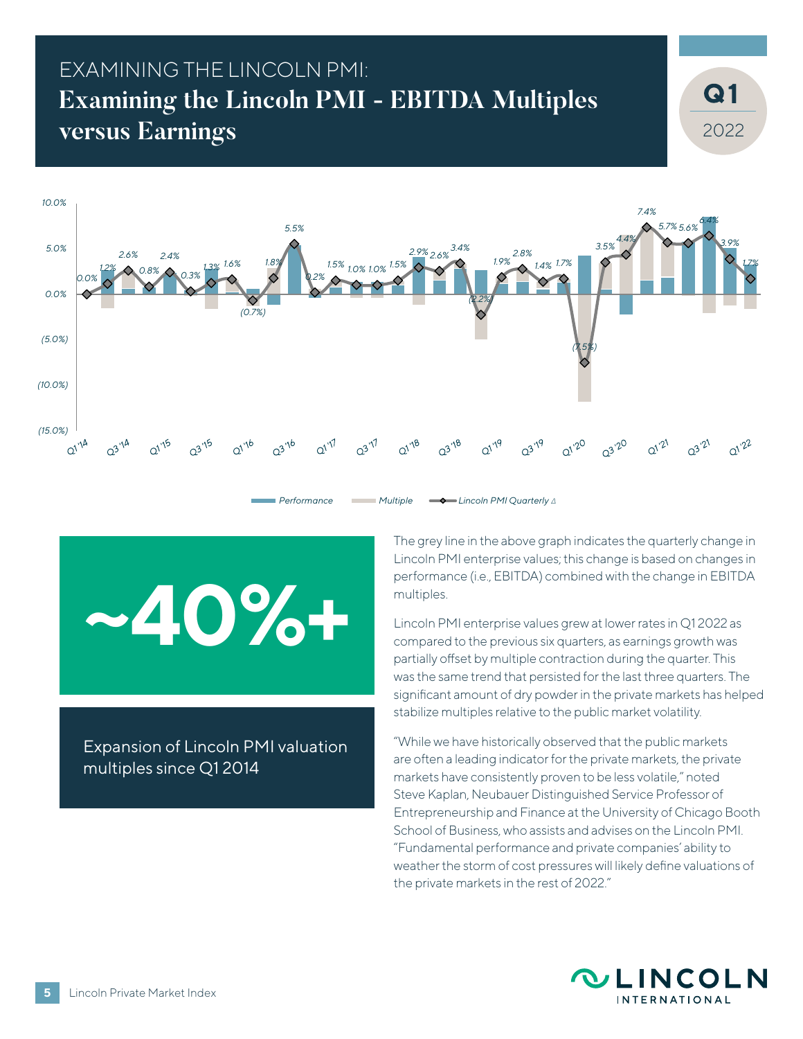EXAMINING THE LINCOLN PMI:

# Examining the Lincoln PMI - EBITDA Multiples versus Earnings

**Q1** 2022

| Quarter | Lincoln PMI Quarterly Δ |
|---|---|
| Q1'14 | 0.0% |
| | 1.2% |
| Q3'14 | 2.6% |
| | 0.8% |
| Q1'15 | 2.4% |
| | 0.3% |
| Q3'15 | 1.3% |
| | 1.6% |
| Q1'16 | (0.7%) |
| | 1.8% |
| Q3'16 | 5.5% |
| | 0.2% |
| Q1'17 | 1.5% |
| | 1.0% |
| Q3'17 | 1.0% |
| | 1.5% |
| Q1'18 | 2.9% |
| | 2.6% |
| Q3'18 | 3.4% |
| | (2.2%) |
| Q1'19 | 1.9% |
| | 2.8% |
| Q3'19 | 1.4% |
| | 1.7% |
| Q1'20 | (7.5%) |
| | 3.5% |
| Q3'20 | 4.4% |
| | 7.4% |
| Q1'21 | 5.7% |
| | 5.6% |
| Q3'21 | 6.4% |
| | 3.9% |
| Q1'22 | 1.7% |

Performance | Multiple | Lincoln PMI Quarterly Δ

**~40%+**

Expansion of Lincoln PMI valuation multiples since Q1 2014

The grey line in the above graph indicates the quarterly change in Lincoln PMI enterprise values; this change is based on changes in performance (i.e., EBITDA) combined with the change in EBITDA multiples.

Lincoln PMI enterprise values grew at lower rates in Q1 2022 as compared to the previous six quarters, as earnings growth was partially offset by multiple contraction during the quarter. This was the same trend that persisted for the last three quarters. The significant amount of dry powder in the private markets has helped stabilize multiples relative to the public market volatility.

"While we have historically observed that the public markets are often a leading indicator for the private markets, the private markets have consistently proven to be less volatile," noted Steve Kaplan, Neubauer Distinguished Service Professor of Entrepreneurship and Finance at the University of Chicago Booth School of Business, who assists and advises on the Lincoln PMI. "Fundamental performance and private companies' ability to weather the storm of cost pressures will likely define valuations of the private markets in the rest of 2022."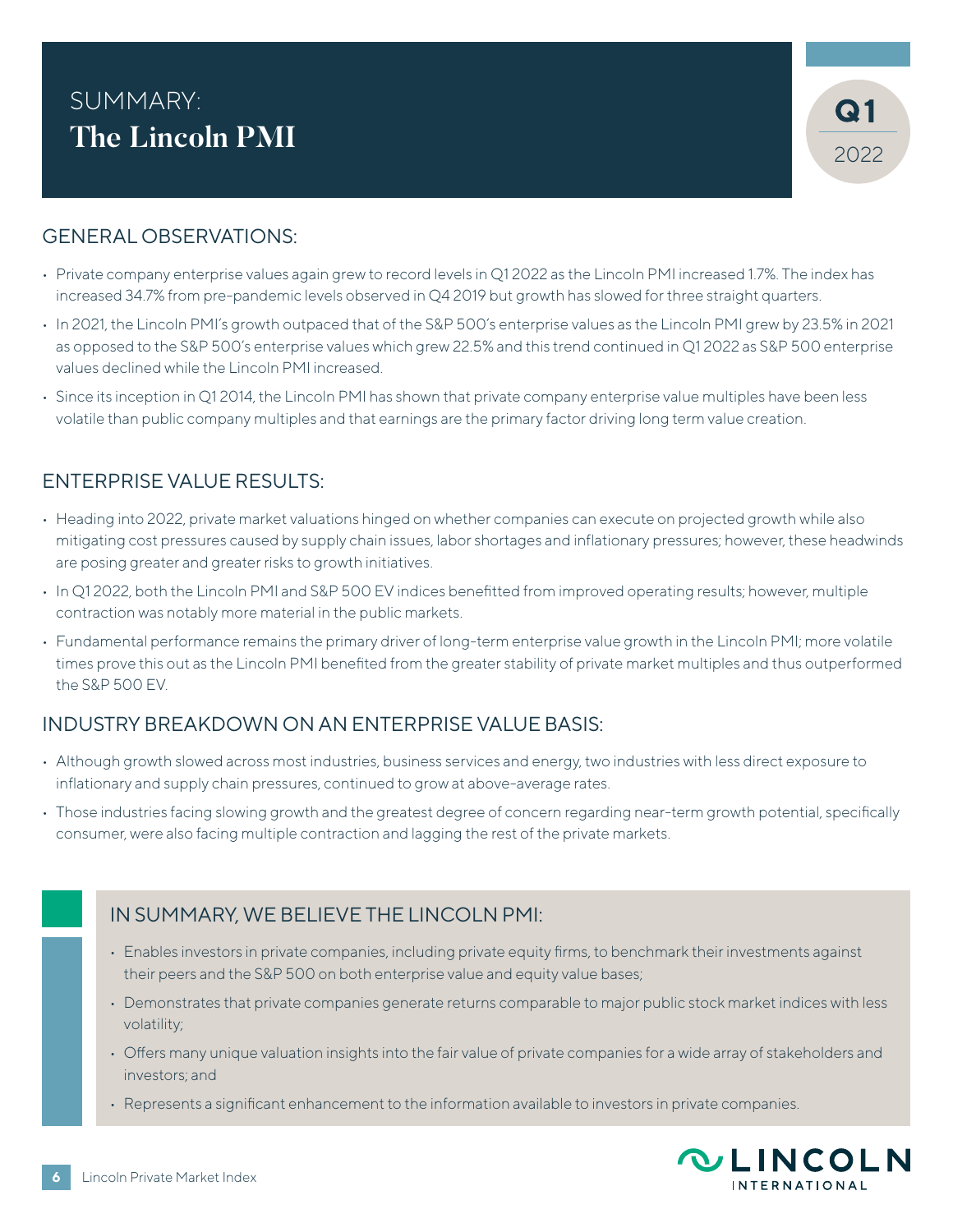# SUMMARY: The Lincoln PMI

Q1 2022

## GENERAL OBSERVATIONS:

- Private company enterprise values again grew to record levels in Q1 2022 as the Lincoln PMI increased 1.7%. The index has increased 34.7% from pre-pandemic levels observed in Q4 2019 but growth has slowed for three straight quarters.
- In 2021, the Lincoln PMI's growth outpaced that of the S&P 500's enterprise values as the Lincoln PMI grew by 23.5% in 2021 as opposed to the S&P 500's enterprise values which grew 22.5% and this trend continued in Q1 2022 as S&P 500 enterprise values declined while the Lincoln PMI increased.
- Since its inception in Q1 2014, the Lincoln PMI has shown that private company enterprise value multiples have been less volatile than public company multiples and that earnings are the primary factor driving long term value creation.

## ENTERPRISE VALUE RESULTS:

- Heading into 2022, private market valuations hinged on whether companies can execute on projected growth while also mitigating cost pressures caused by supply chain issues, labor shortages and inflationary pressures; however, these headwinds are posing greater and greater risks to growth initiatives.
- In Q1 2022, both the Lincoln PMI and S&P 500 EV indices benefitted from improved operating results; however, multiple contraction was notably more material in the public markets.
- Fundamental performance remains the primary driver of long-term enterprise value growth in the Lincoln PMI; more volatile times prove this out as the Lincoln PMI benefited from the greater stability of private market multiples and thus outperformed the S&P 500 EV.

## INDUSTRY BREAKDOWN ON AN ENTERPRISE VALUE BASIS:

- Although growth slowed across most industries, business services and energy, two industries with less direct exposure to inflationary and supply chain pressures, continued to grow at above-average rates.
- Those industries facing slowing growth and the greatest degree of concern regarding near-term growth potential, specifically consumer, were also facing multiple contraction and lagging the rest of the private markets.

## IN SUMMARY, WE BELIEVE THE LINCOLN PMI:

- Enables investors in private companies, including private equity firms, to benchmark their investments against their peers and the S&P 500 on both enterprise value and equity value bases;
- Demonstrates that private companies generate returns comparable to major public stock market indices with less volatility;
- Offers many unique valuation insights into the fair value of private companies for a wide array of stakeholders and investors; and
- Represents a significant enhancement to the information available to investors in private companies.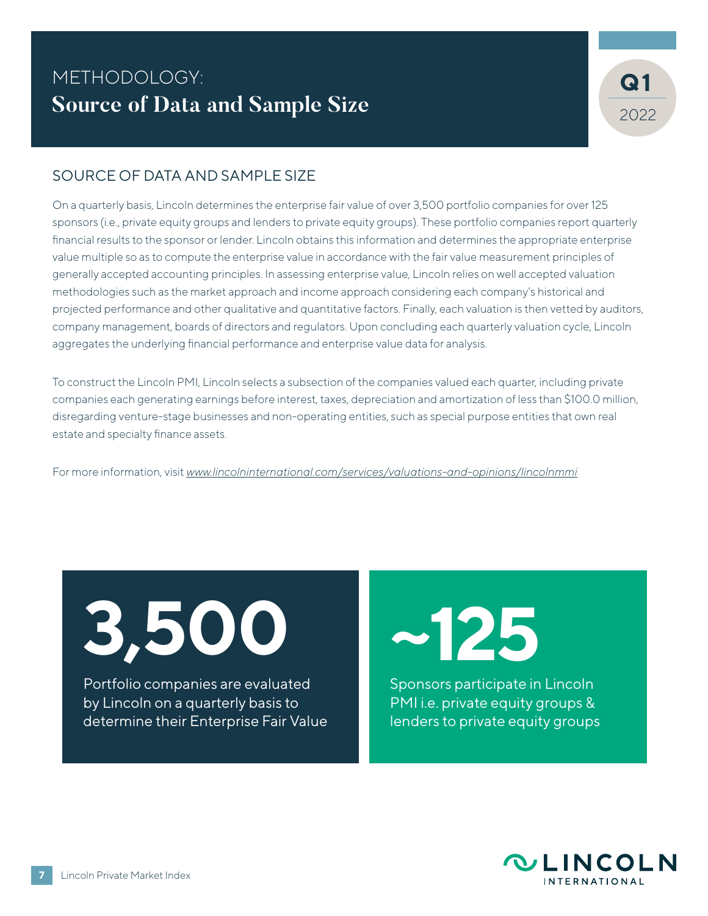# METHODOLOGY:
# Source of Data and Sample Size

Q1 2022

## SOURCE OF DATA AND SAMPLE SIZE

On a quarterly basis, Lincoln determines the enterprise fair value of over 3,500 portfolio companies for over 125 sponsors (i.e., private equity groups and lenders to private equity groups). These portfolio companies report quarterly financial results to the sponsor or lender. Lincoln obtains this information and determines the appropriate enterprise value multiple so as to compute the enterprise value in accordance with the fair value measurement principles of generally accepted accounting principles. In assessing enterprise value, Lincoln relies on well accepted valuation methodologies such as the market approach and income approach considering each company's historical and projected performance and other qualitative and quantitative factors. Finally, each valuation is then vetted by auditors, company management, boards of directors and regulators. Upon concluding each quarterly valuation cycle, Lincoln aggregates the underlying financial performance and enterprise value data for analysis.

To construct the Lincoln PMI, Lincoln selects a subsection of the companies valued each quarter, including private companies each generating earnings before interest, taxes, depreciation and amortization of less than $100.0 million, disregarding venture-stage businesses and non-operating entities, such as special purpose entities that own real estate and specialty finance assets.

For more information, visit *www.lincolninternational.com/services/valuations-and-opinions/lincolnmmi*

**3,500**

Portfolio companies are evaluated by Lincoln on a quarterly basis to determine their Enterprise Fair Value

**~125**

Sponsors participate in Lincoln PMI i.e. private equity groups & lenders to private equity groups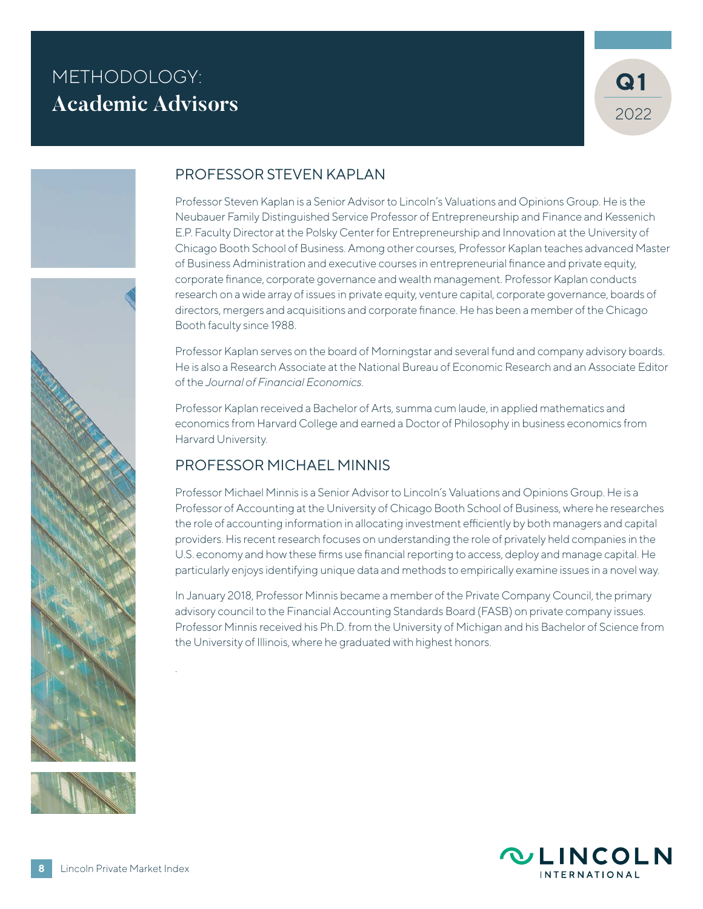# METHODOLOGY: Academic Advisors

Q1 2022

## PROFESSOR STEVEN KAPLAN

Professor Steven Kaplan is a Senior Advisor to Lincoln's Valuations and Opinions Group. He is the Neubauer Family Distinguished Service Professor of Entrepreneurship and Finance and Kessenich E.P. Faculty Director at the Polsky Center for Entrepreneurship and Innovation at the University of Chicago Booth School of Business. Among other courses, Professor Kaplan teaches advanced Master of Business Administration and executive courses in entrepreneurial finance and private equity, corporate finance, corporate governance and wealth management. Professor Kaplan conducts research on a wide array of issues in private equity, venture capital, corporate governance, boards of directors, mergers and acquisitions and corporate finance. He has been a member of the Chicago Booth faculty since 1988.

Professor Kaplan serves on the board of Morningstar and several fund and company advisory boards. He is also a Research Associate at the National Bureau of Economic Research and an Associate Editor of the *Journal of Financial Economics.*

Professor Kaplan received a Bachelor of Arts, summa cum laude, in applied mathematics and economics from Harvard College and earned a Doctor of Philosophy in business economics from Harvard University.

## PROFESSOR MICHAEL MINNIS

Professor Michael Minnis is a Senior Advisor to Lincoln's Valuations and Opinions Group. He is a Professor of Accounting at the University of Chicago Booth School of Business, where he researches the role of accounting information in allocating investment efficiently by both managers and capital providers. His recent research focuses on understanding the role of privately held companies in the U.S. economy and how these firms use financial reporting to access, deploy and manage capital. He particularly enjoys identifying unique data and methods to empirically examine issues in a novel way.

In January 2018, Professor Minnis became a member of the Private Company Council, the primary advisory council to the Financial Accounting Standards Board (FASB) on private company issues. Professor Minnis received his Ph.D. from the University of Michigan and his Bachelor of Science from the University of Illinois, where he graduated with highest honors.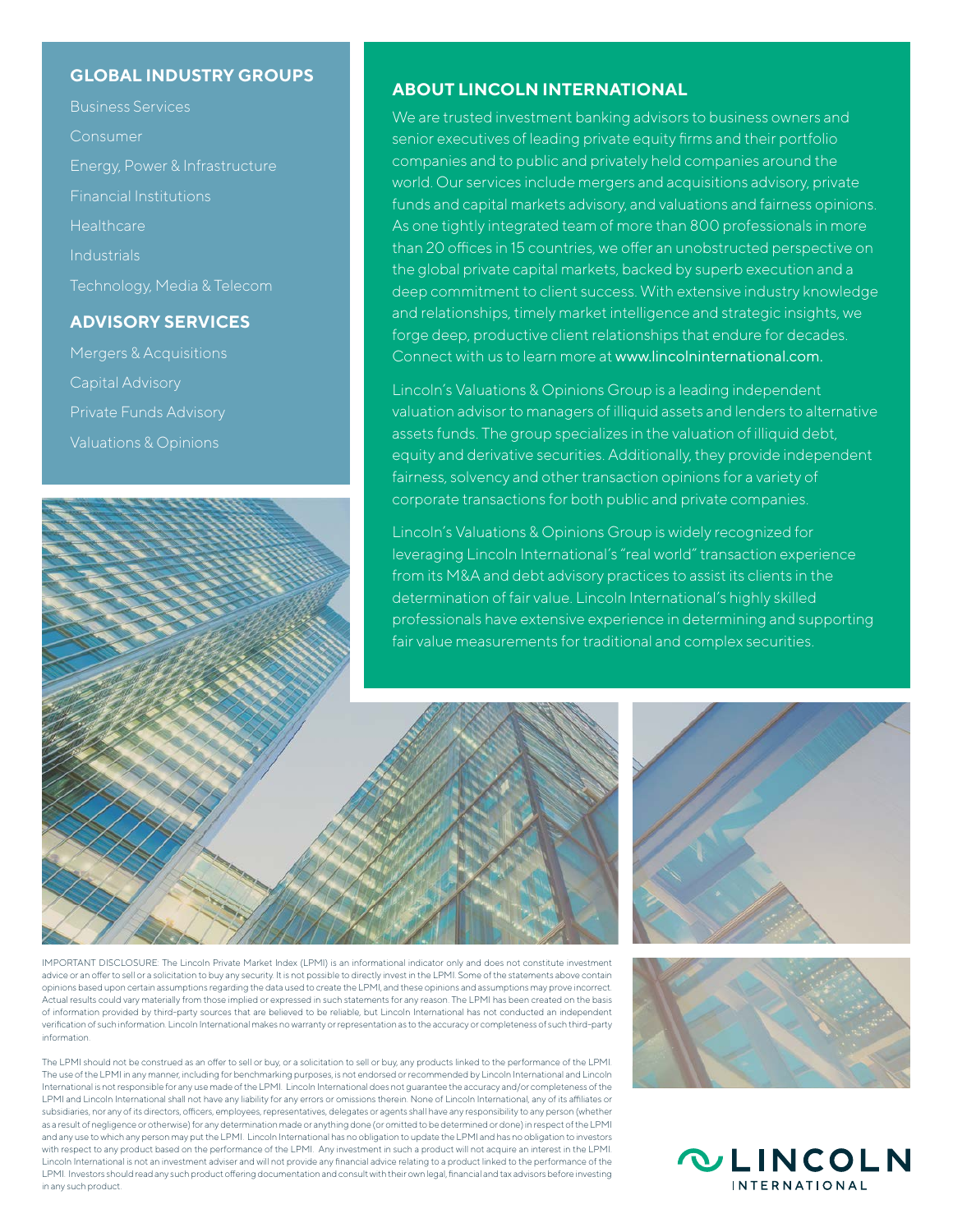## GLOBAL INDUSTRY GROUPS

Business Services

Consumer

Energy, Power & Infrastructure

Financial Institutions

Healthcare

Industrials

Technology, Media & Telecom

## ADVISORY SERVICES

Mergers & Acquisitions

Capital Advisory

Private Funds Advisory

Valuations & Opinions

## ABOUT LINCOLN INTERNATIONAL

We are trusted investment banking advisors to business owners and senior executives of leading private equity firms and their portfolio companies and to public and privately held companies around the world. Our services include mergers and acquisitions advisory, private funds and capital markets advisory, and valuations and fairness opinions. As one tightly integrated team of more than 800 professionals in more than 20 offices in 15 countries, we offer an unobstructed perspective on the global private capital markets, backed by superb execution and a deep commitment to client success. With extensive industry knowledge and relationships, timely market intelligence and strategic insights, we forge deep, productive client relationships that endure for decades. Connect with us to learn more at www.lincolninternational.com.

Lincoln's Valuations & Opinions Group is a leading independent valuation advisor to managers of illiquid assets and lenders to alternative assets funds. The group specializes in the valuation of illiquid debt, equity and derivative securities. Additionally, they provide independent fairness, solvency and other transaction opinions for a variety of corporate transactions for both public and private companies.

Lincoln's Valuations & Opinions Group is widely recognized for leveraging Lincoln International's "real world" transaction experience from its M&A and debt advisory practices to assist its clients in the determination of fair value. Lincoln International's highly skilled professionals have extensive experience in determining and supporting fair value measurements for traditional and complex securities.

IMPORTANT DISCLOSURE: The Lincoln Private Market Index (LPMI) is an informational indicator only and does not constitute investment advice or an offer to sell or a solicitation to buy any security. It is not possible to directly invest in the LPMI. Some of the statements above contain opinions based upon certain assumptions regarding the data used to create the LPMI, and these opinions and assumptions may prove incorrect. Actual results could vary materially from those implied or expressed in such statements for any reason. The LPMI has been created on the basis of information provided by third-party sources that are believed to be reliable, but Lincoln International has not conducted an independent verification of such information. Lincoln International makes no warranty or representation as to the accuracy or completeness of such third-party information.

The LPMI should not be construed as an offer to sell or buy, or a solicitation to sell or buy, any products linked to the performance of the LPMI. The use of the LPMI in any manner, including for benchmarking purposes, is not endorsed or recommended by Lincoln International and Lincoln International is not responsible for any use made of the LPMI. Lincoln International does not guarantee the accuracy and/or completeness of the LPMI and Lincoln International shall not have any liability for any errors or omissions therein. None of Lincoln International, any of its affiliates or subsidiaries, nor any of its directors, officers, employees, representatives, delegates or agents shall have any responsibility to any person (whether as a result of negligence or otherwise) for any determination made or anything done (or omitted to be determined or done) in respect of the LPMI and any use to which any person may put the LPMI. Lincoln International has no obligation to update the LPMI and has no obligation to investors with respect to any product based on the performance of the LPMI. Any investment in such a product will not acquire an interest in the LPMI. Lincoln International is not an investment adviser and will not provide any financial advice relating to a product linked to the performance of the LPMI. Investors should read any such product offering documentation and consult with their own legal, financial and tax advisors before investing in any such product.

LINCOLN INTERNATIONAL